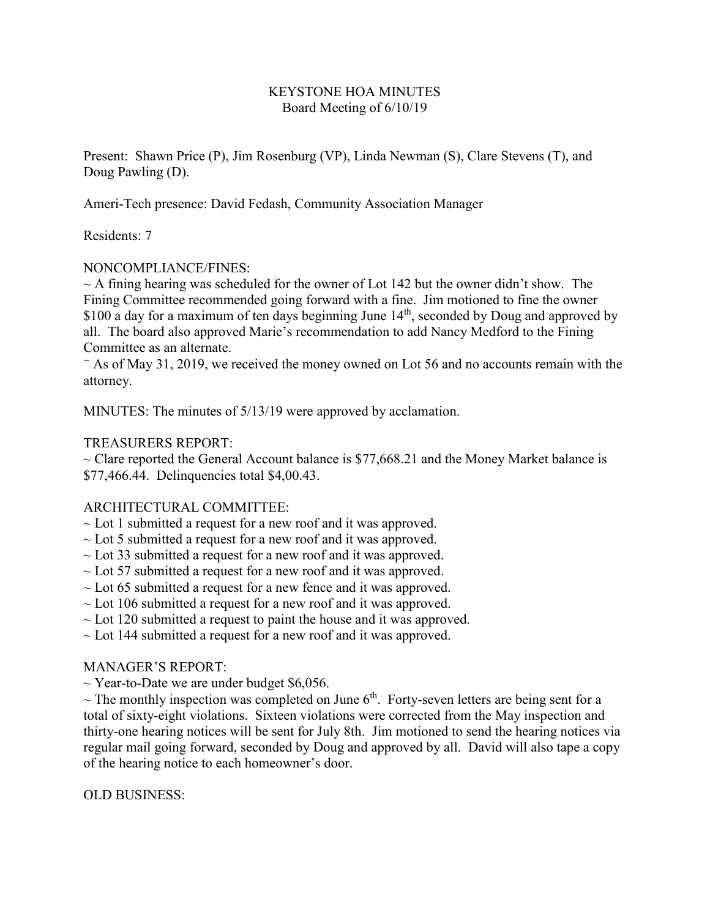# KEYSTONE HOA MINUTES

Board Meeting of 6/10/19

Present: Shawn Price (P), Jim Rosenburg (VP), Linda Newman (S), Clare Stevens (T), and Doug Pawling (D).

Ameri-Tech presence: David Fedash, Community Association Manager

Residents: 7

NONCOMPLIANCE/FINES:

~ A fining hearing was scheduled for the owner of Lot 142 but the owner didn't show. The Fining Committee recommended going forward with a fine. Jim motioned to fine the owner $100 a day for a maximum of ten days beginning June 14th, seconded by Doug and approved by all. The board also approved Marie's recommendation to add Nancy Medford to the Fining Committee as an alternate.

~ As of May 31, 2019, we received the money owned on Lot 56 and no accounts remain with the attorney.

MINUTES: The minutes of 5/13/19 were approved by acclamation.

TREASURERS REPORT:

~ Clare reported the General Account balance is $77,668.21 and the Money Market balance is $77,466.44. Delinquencies total $4,00.43.

ARCHITECTURAL COMMITTEE:

~ Lot 1 submitted a request for a new roof and it was approved.
~ Lot 5 submitted a request for a new roof and it was approved.
~ Lot 33 submitted a request for a new roof and it was approved.
~ Lot 57 submitted a request for a new roof and it was approved.
~ Lot 65 submitted a request for a new fence and it was approved.
~ Lot 106 submitted a request for a new roof and it was approved.
~ Lot 120 submitted a request to paint the house and it was approved.
~ Lot 144 submitted a request for a new roof and it was approved.

MANAGER'S REPORT:

~ Year-to-Date we are under budget $6,056.

~ The monthly inspection was completed on June 6th. Forty-seven letters are being sent for a total of sixty-eight violations. Sixteen violations were corrected from the May inspection and thirty-one hearing notices will be sent for July 8th. Jim motioned to send the hearing notices via regular mail going forward, seconded by Doug and approved by all. David will also tape a copy of the hearing notice to each homeowner's door.

OLD BUSINESS: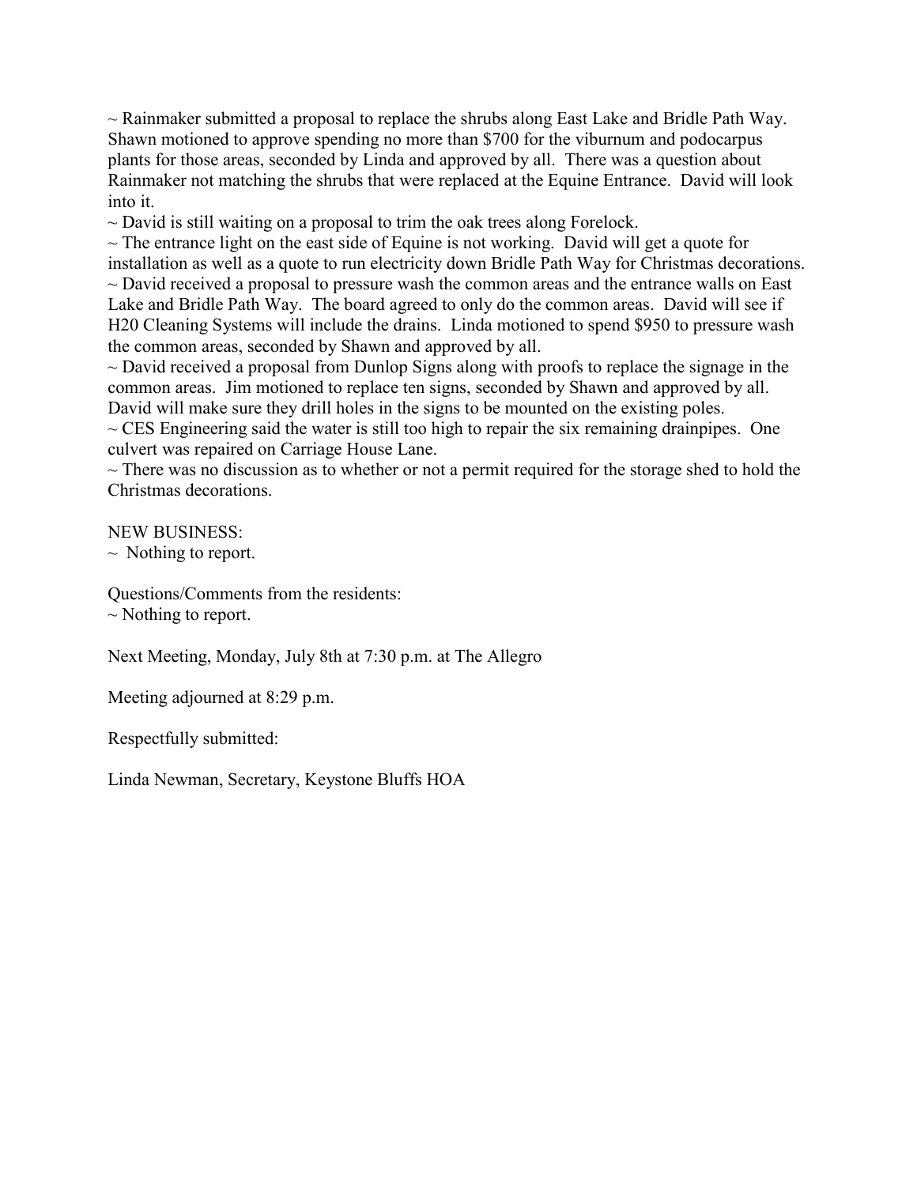~ Rainmaker submitted a proposal to replace the shrubs along East Lake and Bridle Path Way. Shawn motioned to approve spending no more than $700 for the viburnum and podocarpus plants for those areas, seconded by Linda and approved by all. There was a question about Rainmaker not matching the shrubs that were replaced at the Equine Entrance. David will look into it.

~ David is still waiting on a proposal to trim the oak trees along Forelock.

~ The entrance light on the east side of Equine is not working. David will get a quote for installation as well as a quote to run electricity down Bridle Path Way for Christmas decorations.

~ David received a proposal to pressure wash the common areas and the entrance walls on East Lake and Bridle Path Way. The board agreed to only do the common areas. David will see if H20 Cleaning Systems will include the drains. Linda motioned to spend $950 to pressure wash the common areas, seconded by Shawn and approved by all.

~ David received a proposal from Dunlop Signs along with proofs to replace the signage in the common areas. Jim motioned to replace ten signs, seconded by Shawn and approved by all. David will make sure they drill holes in the signs to be mounted on the existing poles.

~ CES Engineering said the water is still too high to repair the six remaining drainpipes. One culvert was repaired on Carriage House Lane.

~ There was no discussion as to whether or not a permit required for the storage shed to hold the Christmas decorations.

NEW BUSINESS:

~ Nothing to report.

Questions/Comments from the residents:

~ Nothing to report.

Next Meeting, Monday, July 8th at 7:30 p.m. at The Allegro

Meeting adjourned at 8:29 p.m.

Respectfully submitted:

Linda Newman, Secretary, Keystone Bluffs HOA